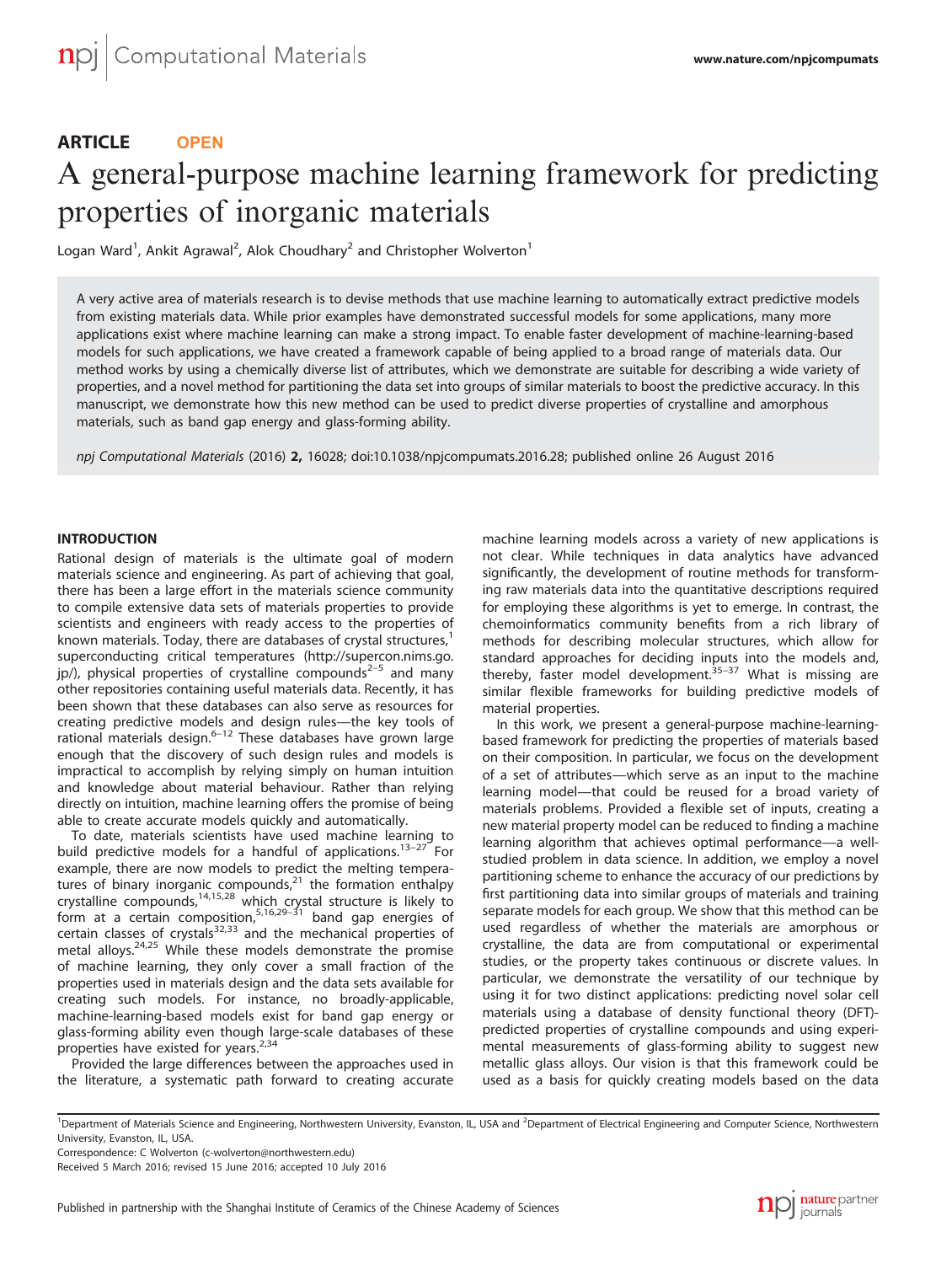ARTICLE OPEN

# A general-purpose machine learning framework for predicting properties of inorganic materials

Logan Ward[1], Ankit Agrawal[2], Alok Choudhary[2] and Christopher Wolverton[1]

A very active area of materials research is to devise methods that use machine learning to automatically extract predictive models from existing materials data. While prior examples have demonstrated successful models for some applications, many more applications exist where machine learning can make a strong impact. To enable faster development of machine-learning-based models for such applications, we have created a framework capable of being applied to a broad range of materials data. Our method works by using a chemically diverse list of attributes, which we demonstrate are suitable for describing a wide variety of properties, and a novel method for partitioning the data set into groups of similar materials to boost the predictive accuracy. In this manuscript, we demonstrate how this new method can be used to predict diverse properties of crystalline and amorphous materials, such as band gap energy and glass-forming ability.

*npj Computational Materials* (2016) **2**, 16028; doi:10.1038/npjcompumats.2016.28; published online 26 August 2016

## INTRODUCTION

Rational design of materials is the ultimate goal of modern materials science and engineering. As part of achieving that goal, there has been a large effort in the materials science community to compile extensive data sets of materials properties to provide scientists and engineers with ready access to the properties of known materials. Today, there are databases of crystal structures,[1] superconducting critical temperatures (http://supercon.nims.go.jp/), physical properties of crystalline compounds[2–5] and many other repositories containing useful materials data. Recently, it has been shown that these databases can also serve as resources for creating predictive models and design rules—the key tools of rational materials design.[6–12] These databases have grown large enough that the discovery of such design rules and models is impractical to accomplish by relying simply on human intuition and knowledge about material behaviour. Rather than relying directly on intuition, machine learning offers the promise of being able to create accurate models quickly and automatically.

To date, materials scientists have used machine learning to build predictive models for a handful of applications.[13–27] For example, there are now models to predict the melting temperatures of binary inorganic compounds,[21] the formation enthalpy crystalline compounds,[14,15,28] which crystal structure is likely to form at a certain composition,[5,16,29–31] band gap energies of certain classes of crystals[32,33] and the mechanical properties of metal alloys.[24,25] While these models demonstrate the promise of machine learning, they only cover a small fraction of the properties used in materials design and the data sets available for creating such models. For instance, no broadly-applicable, machine-learning-based models exist for band gap energy or glass-forming ability even though large-scale databases of these properties have existed for years.[2,34]

Provided the large differences between the approaches used in the literature, a systematic path forward to creating accurate machine learning models across a variety of new applications is not clear. While techniques in data analytics have advanced significantly, the development of routine methods for transforming raw materials data into the quantitative descriptions required for employing these algorithms is yet to emerge. In contrast, the chemoinformatics community benefits from a rich library of methods for describing molecular structures, which allow for standard approaches for deciding inputs into the models and, thereby, faster model development.[35–37] What is missing are similar flexible frameworks for building predictive models of material properties.

In this work, we present a general-purpose machine-learning-based framework for predicting the properties of materials based on their composition. In particular, we focus on the development of a set of attributes—which serve as an input to the machine learning model—that could be reused for a broad variety of materials problems. Provided a flexible set of inputs, creating a new material property model can be reduced to finding a machine learning algorithm that achieves optimal performance—a well-studied problem in data science. In addition, we employ a novel partitioning scheme to enhance the accuracy of our predictions by first partitioning data into similar groups of materials and training separate models for each group. We show that this method can be used regardless of whether the materials are amorphous or crystalline, the data are from computational or experimental studies, or the property takes continuous or discrete values. In particular, we demonstrate the versatility of our technique by using it for two distinct applications: predicting novel solar cell materials using a database of density functional theory (DFT)-predicted properties of crystalline compounds and using experimental measurements of glass-forming ability to suggest new metallic glass alloys. Our vision is that this framework could be used as a basis for quickly creating models based on the data

[1]Department of Materials Science and Engineering, Northwestern University, Evanston, IL, USA and [2]Department of Electrical Engineering and Computer Science, Northwestern University, Evanston, IL, USA.
Correspondence: C Wolverton (c-wolverton@northwestern.edu)
Received 5 March 2016; revised 15 June 2016; accepted 10 July 2016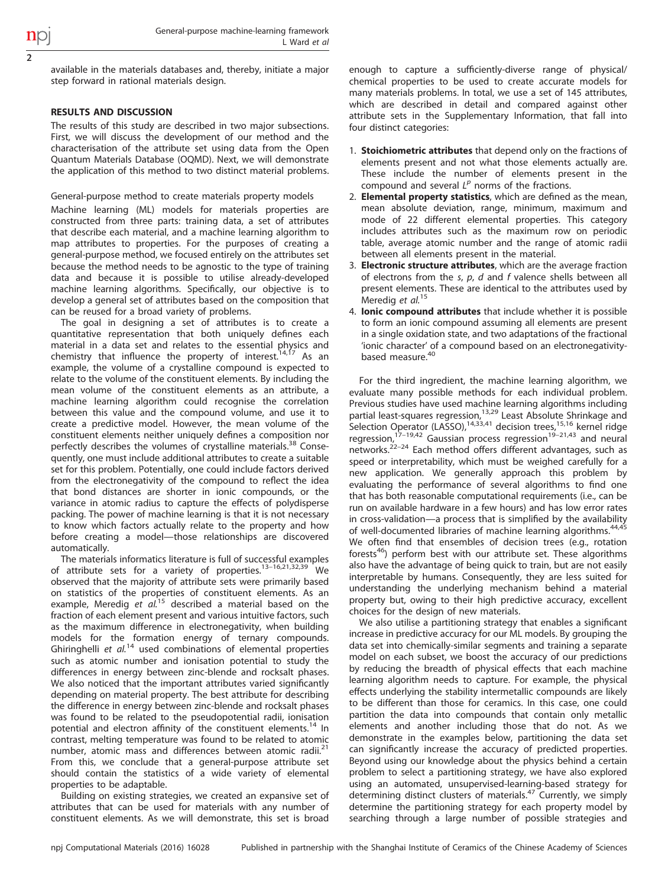available in the materials databases and, thereby, initiate a major step forward in rational materials design.

## RESULTS AND DISCUSSION

The results of this study are described in two major subsections. First, we will discuss the development of our method and the characterisation of the attribute set using data from the Open Quantum Materials Database (OQMD). Next, we will demonstrate the application of this method to two distinct material problems.

### General-purpose method to create materials property models

Machine learning (ML) models for materials properties are constructed from three parts: training data, a set of attributes that describe each material, and a machine learning algorithm to map attributes to properties. For the purposes of creating a general-purpose method, we focused entirely on the attributes set because the method needs to be agnostic to the type of training data and because it is possible to utilise already-developed machine learning algorithms. Specifically, our objective is to develop a general set of attributes based on the composition that can be reused for a broad variety of problems.

The goal in designing a set of attributes is to create a quantitative representation that both uniquely defines each material in a data set and relates to the essential physics and chemistry that influence the property of interest.[14,17] As an example, the volume of a crystalline compound is expected to relate to the volume of the constituent elements. By including the mean volume of the constituent elements as an attribute, a machine learning algorithm could recognise the correlation between this value and the compound volume, and use it to create a predictive model. However, the mean volume of the constituent elements neither uniquely defines a composition nor perfectly describes the volumes of crystalline materials.[38] Consequently, one must include additional attributes to create a suitable set for this problem. Potentially, one could include factors derived from the electronegativity of the compound to reflect the idea that bond distances are shorter in ionic compounds, or the variance in atomic radius to capture the effects of polydisperse packing. The power of machine learning is that it is not necessary to know which factors actually relate to the property and how before creating a model—those relationships are discovered automatically.

The materials informatics literature is full of successful examples of attribute sets for a variety of properties.[13–16,21,32,39] We observed that the majority of attribute sets were primarily based on statistics of the properties of constituent elements. As an example, Meredig *et al.*[15] described a material based on the fraction of each element present and various intuitive factors, such as the maximum difference in electronegativity, when building models for the formation energy of ternary compounds. Ghiringhelli *et al.*[14] used combinations of elemental properties such as atomic number and ionisation potential to study the differences in energy between zinc-blende and rocksalt phases. We also noticed that the important attributes varied significantly depending on material property. The best attribute for describing the difference in energy between zinc-blende and rocksalt phases was found to be related to the pseudopotential radii, ionisation potential and electron affinity of the constituent elements.[14] In contrast, melting temperature was found to be related to atomic number, atomic mass and differences between atomic radii.[21] From this, we conclude that a general-purpose attribute set should contain the statistics of a wide variety of elemental properties to be adaptable.

Building on existing strategies, we created an expansive set of attributes that can be used for materials with any number of constituent elements. As we will demonstrate, this set is broad enough to capture a sufficiently-diverse range of physical/chemical properties to be used to create accurate models for many materials problems. In total, we use a set of 145 attributes, which are described in detail and compared against other attribute sets in the Supplementary Information, that fall into four distinct categories:

1. **Stoichiometric attributes** that depend only on the fractions of elements present and not what those elements actually are. These include the number of elements present in the compound and several $L^p$ norms of the fractions.
2. **Elemental property statistics**, which are defined as the mean, mean absolute deviation, range, minimum, maximum and mode of 22 different elemental properties. This category includes attributes such as the maximum row on periodic table, average atomic number and the range of atomic radii between all elements present in the material.
3. **Electronic structure attributes**, which are the average fraction of electrons from the *s*, *p*, *d* and *f* valence shells between all present elements. These are identical to the attributes used by Meredig *et al.*[15]
4. **Ionic compound attributes** that include whether it is possible to form an ionic compound assuming all elements are present in a single oxidation state, and two adaptations of the fractional 'ionic character' of a compound based on an electronegativity-based measure.[40]

For the third ingredient, the machine learning algorithm, we evaluate many possible methods for each individual problem. Previous studies have used machine learning algorithms including partial least-squares regression,[13,29] Least Absolute Shrinkage and Selection Operator (LASSO),[14,33,41] decision trees,[15,16] kernel ridge regression,[17–19,42] Gaussian process regression[19–21,43] and neural networks.[22–24] Each method offers different advantages, such as speed or interpretability, which must be weighed carefully for a new application. We generally approach this problem by evaluating the performance of several algorithms to find one that has both reasonable computational requirements (i.e., can be run on available hardware in a few hours) and has low error rates in cross-validation—a process that is simplified by the availability of well-documented libraries of machine learning algorithms.[44,45] We often find that ensembles of decision trees (e.g., rotation forests[46]) perform best with our attribute set. These algorithms also have the advantage of being quick to train, but are not easily interpretable by humans. Consequently, they are less suited for understanding the underlying mechanism behind a material property but, owing to their high predictive accuracy, excellent choices for the design of new materials.

We also utilise a partitioning strategy that enables a significant increase in predictive accuracy for our ML models. By grouping the data set into chemically-similar segments and training a separate model on each subset, we boost the accuracy of our predictions by reducing the breadth of physical effects that each machine learning algorithm needs to capture. For example, the physical effects underlying the stability intermetallic compounds are likely to be different than those for ceramics. In this case, one could partition the data into compounds that contain only metallic elements and another including those that do not. As we demonstrate in the examples below, partitioning the data set can significantly increase the accuracy of predicted properties. Beyond using our knowledge about the physics behind a certain problem to select a partitioning strategy, we have also explored using an automated, unsupervised-learning-based strategy for determining distinct clusters of materials.[47] Currently, we simply determine the partitioning strategy for each property model by searching through a large number of possible strategies and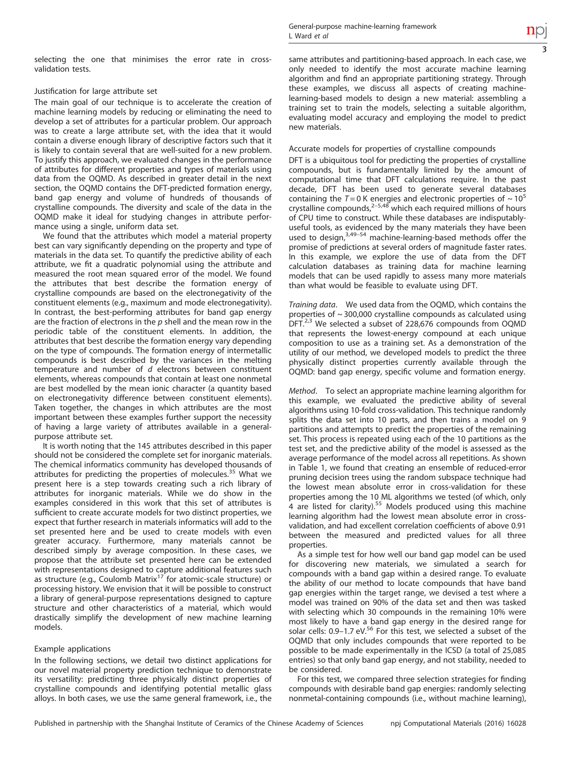selecting the one that minimises the error rate in cross-validation tests.

### Justification for large attribute set

The main goal of our technique is to accelerate the creation of machine learning models by reducing or eliminating the need to develop a set of attributes for a particular problem. Our approach was to create a large attribute set, with the idea that it would contain a diverse enough library of descriptive factors such that it is likely to contain several that are well-suited for a new problem. To justify this approach, we evaluated changes in the performance of attributes for different properties and types of materials using data from the OQMD. As described in greater detail in the next section, the OQMD contains the DFT-predicted formation energy, band gap energy and volume of hundreds of thousands of crystalline compounds. The diversity and scale of the data in the OQMD make it ideal for studying changes in attribute performance using a single, uniform data set.

We found that the attributes which model a material property best can vary significantly depending on the property and type of materials in the data set. To quantify the predictive ability of each attribute, we fit a quadratic polynomial using the attribute and measured the root mean squared error of the model. We found the attributes that best describe the formation energy of crystalline compounds are based on the electronegativity of the constituent elements (e.g., maximum and mode electronegativity). In contrast, the best-performing attributes for band gap energy are the fraction of electrons in the *p* shell and the mean row in the periodic table of the constituent elements. In addition, the attributes that best describe the formation energy vary depending on the type of compounds. The formation energy of intermetallic compounds is best described by the variances in the melting temperature and number of *d* electrons between constituent elements, whereas compounds that contain at least one nonmetal are best modelled by the mean ionic character (a quantity based on electronegativity difference between constituent elements). Taken together, the changes in which attributes are the most important between these examples further support the necessity of having a large variety of attributes available in a general-purpose attribute set.

It is worth noting that the 145 attributes described in this paper should not be considered the complete set for inorganic materials. The chemical informatics community has developed thousands of attributes for predicting the properties of molecules.[35] What we present here is a step towards creating such a rich library of attributes for inorganic materials. While we do show in the examples considered in this work that this set of attributes is sufficient to create accurate models for two distinct properties, we expect that further research in materials informatics will add to the set presented here and be used to create models with even greater accuracy. Furthermore, many materials cannot be described simply by average composition. In these cases, we propose that the attribute set presented here can be extended with representations designed to capture additional features such as structure (e.g., Coulomb Matrix[17] for atomic-scale structure) or processing history. We envision that it will be possible to construct a library of general-purpose representations designed to capture structure and other characteristics of a material, which would drastically simplify the development of new machine learning models.

### Example applications

In the following sections, we detail two distinct applications for our novel material property prediction technique to demonstrate its versatility: predicting three physically distinct properties of crystalline compounds and identifying potential metallic glass alloys. In both cases, we use the same general framework, i.e., the same attributes and partitioning-based approach. In each case, we only needed to identify the most accurate machine learning algorithm and find an appropriate partitioning strategy. Through these examples, we discuss all aspects of creating machine-learning-based models to design a new material: assembling a training set to train the models, selecting a suitable algorithm, evaluating model accuracy and employing the model to predict new materials.

### Accurate models for properties of crystalline compounds

DFT is a ubiquitous tool for predicting the properties of crystalline compounds, but is fundamentally limited by the amount of computational time that DFT calculations require. In the past decade, DFT has been used to generate several databases containing the $T = 0$ K energies and electronic properties of $\sim 10^5$ crystalline compounds,[2–5,48] which each required millions of hours of CPU time to construct. While these databases are indisputably-useful tools, as evidenced by the many materials they have been used to design,[3,49–54] machine-learning-based methods offer the promise of predictions at several orders of magnitude faster rates. In this example, we explore the use of data from the DFT calculation databases as training data for machine learning models that can be used rapidly to assess many more materials than what would be feasible to evaluate using DFT.

*Training data*. We used data from the OQMD, which contains the properties of ~300,000 crystalline compounds as calculated using DFT.[2,3] We selected a subset of 228,676 compounds from OQMD that represents the lowest-energy compound at each unique composition to use as a training set. As a demonstration of the utility of our method, we developed models to predict the three physically distinct properties currently available through the OQMD: band gap energy, specific volume and formation energy.

*Method*. To select an appropriate machine learning algorithm for this example, we evaluated the predictive ability of several algorithms using 10-fold cross-validation. This technique randomly splits the data set into 10 parts, and then trains a model on 9 partitions and attempts to predict the properties of the remaining set. This process is repeated using each of the 10 partitions as the test set, and the predictive ability of the model is assessed as the average performance of the model across all repetitions. As shown in Table 1, we found that creating an ensemble of reduced-error pruning decision trees using the random subspace technique had the lowest mean absolute error in cross-validation for these properties among the 10 ML algorithms we tested (of which, only 4 are listed for clarity).[55] Models produced using this machine learning algorithm had the lowest mean absolute error in cross-validation, and had excellent correlation coefficients of above 0.91 between the measured and predicted values for all three properties.

As a simple test for how well our band gap model can be used for discovering new materials, we simulated a search for compounds with a band gap within a desired range. To evaluate the ability of our method to locate compounds that have band gap energies within the target range, we devised a test where a model was trained on 90% of the data set and then was tasked with selecting which 30 compounds in the remaining 10% were most likely to have a band gap energy in the desired range for solar cells: 0.9–1.7 eV.[56] For this test, we selected a subset of the OQMD that only includes compounds that were reported to be possible to be made experimentally in the ICSD (a total of 25,085 entries) so that only band gap energy, and not stability, needed to be considered.

For this test, we compared three selection strategies for finding compounds with desirable band gap energies: randomly selecting nonmetal-containing compounds (i.e., without machine learning),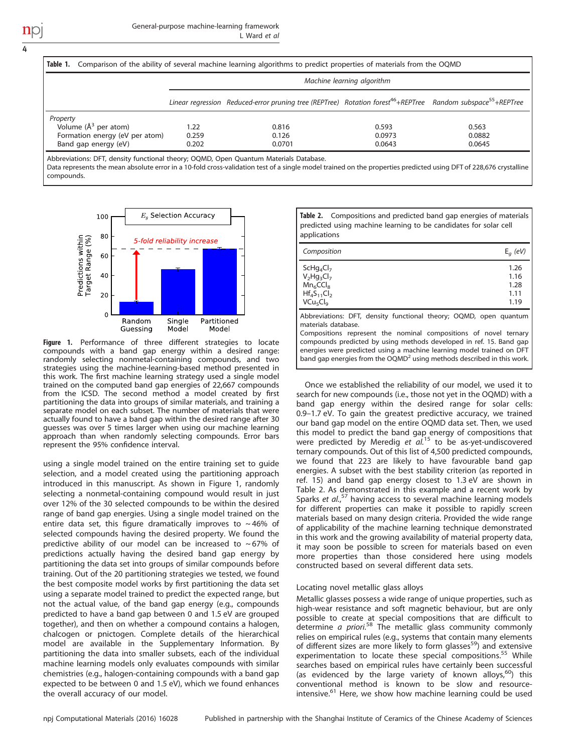**Table 1.** Comparison of the ability of several machine learning algorithms to predict properties of materials from the OQMD

| | *Machine learning algorithm* | | | |
|---|---|---|---|---|
| | *Linear regression* | *Reduced-error pruning tree (REPTree)* | *Rotation forest[46]+REPTree* | *Random subspace[55]+REPTree* |
| *Property* | | | | |
| Volume (Å$^3$ per atom) | 1.22 | 0.816 | 0.593 | 0.563 |
| Formation energy (eV per atom) | 0.259 | 0.126 | 0.0973 | 0.0882 |
| Band gap energy (eV) | 0.202 | 0.0701 | 0.0643 | 0.0645 |

Abbreviations: DFT, density functional theory; OQMD, Open Quantum Materials Database.
Data represents the mean absolute error in a 10-fold cross-validation test of a single model trained on the properties predicted using DFT of 228,676 crystalline compounds.

**Figure 1.** Performance of three different strategies to locate compounds with a band gap energy within a desired range: randomly selecting nonmetal-containing compounds, and two strategies using the machine-learning-based method presented in this work. The first machine learning strategy used a single model trained on the computed band gap energies of 22,667 compounds from the ICSD. The second method a model created by first partitioning the data into groups of similar materials, and training a separate model on each subset. The number of materials that were actually found to have a band gap within the desired range after 30 guesses was over 5 times larger when using our machine learning approach than when randomly selecting compounds. Error bars represent the 95% confidence interval.

using a single model trained on the entire training set to guide selection, and a model created using the partitioning approach introduced in this manuscript. As shown in Figure 1, randomly selecting a nonmetal-containing compound would result in just over 12% of the 30 selected compounds to be within the desired range of band gap energies. Using a single model trained on the entire data set, this figure dramatically improves to ~46% of selected compounds having the desired property. We found the predictive ability of our model can be increased to ~67% of predictions actually having the desired band gap energy by partitioning the data set into groups of similar compounds before training. Out of the 20 partitioning strategies we tested, we found the best composite model works by first partitioning the data set using a separate model trained to predict the expected range, but not the actual value, of the band gap energy (e.g., compounds predicted to have a band gap between 0 and 1.5 eV are grouped together), and then on whether a compound contains a halogen, chalcogen or pnictogen. Complete details of the hierarchical model are available in the Supplementary Information. By partitioning the data into smaller subsets, each of the individual machine learning models only evaluates compounds with similar chemistries (e.g., halogen-containing compounds with a band gap expected to be between 0 and 1.5 eV), which we found enhances the overall accuracy of our model.

**Table 2.** Compositions and predicted band gap energies of materials predicted using machine learning to be candidates for solar cell applications

| *Composition* | $E_g$ *(eV)* |
|---|---|
| $ScHg_4Cl_7$ | 1.26 |
| $V_2Hg_3Cl_7$ | 1.16 |
| $Mn_6CCl_8$ | 1.28 |
| $Hf_4S_{11}Cl_2$ | 1.11 |
| $VCu_5Cl_9$ | 1.19 |

Abbreviations: DFT, density functional theory; OQMD, open quantum materials database.
Compositions represent the nominal compositions of novel ternary compounds predicted by using methods developed in ref. 15. Band gap energies were predicted using a machine learning model trained on DFT band gap energies from the OQMD[2] using methods described in this work.

Once we established the reliability of our model, we used it to search for new compounds (i.e., those not yet in the OQMD) with a band gap energy within the desired range for solar cells: 0.9–1.7 eV. To gain the greatest predictive accuracy, we trained our band gap model on the entire OQMD data set. Then, we used this model to predict the band gap energy of compositions that were predicted by Meredig *et al.*[15] to be as-yet-undiscovered ternary compounds. Out of this list of 4,500 predicted compounds, we found that 223 are likely to have favourable band gap energies. A subset with the best stability criterion (as reported in ref. 15) and band gap energy closest to 1.3 eV are shown in Table 2. As demonstrated in this example and a recent work by Sparks *et al.*,[57] having access to several machine learning models for different properties can make it possible to rapidly screen materials based on many design criteria. Provided the wide range of applicability of the machine learning technique demonstrated in this work and the growing availability of material property data, it may soon be possible to screen for materials based on even more properties than those considered here using models constructed based on several different data sets.

### Locating novel metallic glass alloys

Metallic glasses possess a wide range of unique properties, such as high-wear resistance and soft magnetic behaviour, but are only possible to create at special compositions that are difficult to determine *a priori*.[58] The metallic glass community commonly relies on empirical rules (e.g., systems that contain many elements of different sizes are more likely to form glasses[59]) and extensive experimentation to locate these special compositions.[55] While searches based on empirical rules have certainly been successful (as evidenced by the large variety of known alloys,[60]) this conventional method is known to be slow and resource-intensive.[61] Here, we show how machine learning could be used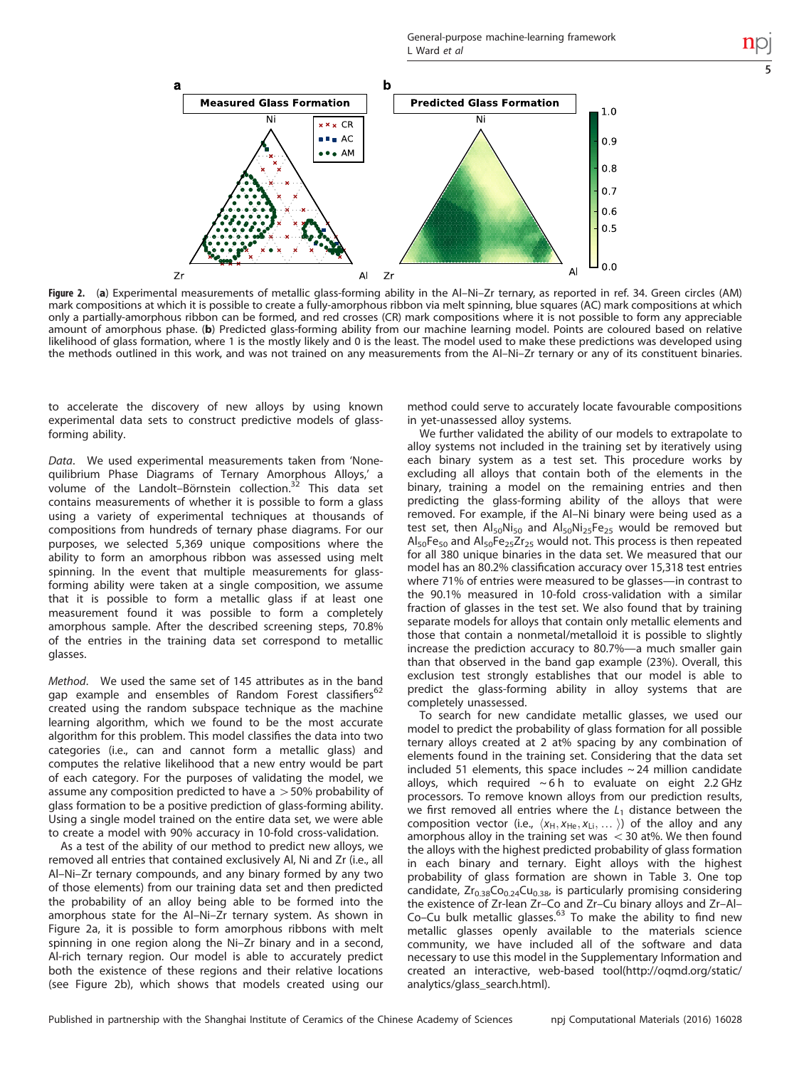**Figure 2.** (**a**) Experimental measurements of metallic glass-forming ability in the Al–Ni–Zr ternary, as reported in ref. 34. Green circles (AM) mark compositions at which it is possible to create a fully-amorphous ribbon via melt spinning, blue squares (AC) mark compositions at which only a partially-amorphous ribbon can be formed, and red crosses (CR) mark compositions where it is not possible to form any appreciable amount of amorphous phase. (**b**) Predicted glass-forming ability from our machine learning model. Points are coloured based on relative likelihood of glass formation, where 1 is the mostly likely and 0 is the least. The model used to make these predictions was developed using the methods outlined in this work, and was not trained on any measurements from the Al–Ni–Zr ternary or any of its constituent binaries.

to accelerate the discovery of new alloys by using known experimental data sets to construct predictive models of glass-forming ability.

*Data*. We used experimental measurements taken from 'Nonequilibrium Phase Diagrams of Ternary Amorphous Alloys,' a volume of the Landolt–Börnstein collection.[32] This data set contains measurements of whether it is possible to form a glass using a variety of experimental techniques at thousands of compositions from hundreds of ternary phase diagrams. For our purposes, we selected 5,369 unique compositions where the ability to form an amorphous ribbon was assessed using melt spinning. In the event that multiple measurements for glass-forming ability were taken at a single composition, we assume that it is possible to form a metallic glass if at least one measurement found it was possible to form a completely amorphous sample. After the described screening steps, 70.8% of the entries in the training data set correspond to metallic glasses.

*Method*. We used the same set of 145 attributes as in the band gap example and ensembles of Random Forest classifiers[62] created using the random subspace technique as the machine learning algorithm, which we found to be the most accurate algorithm for this problem. This model classifies the data into two categories (i.e., can and cannot form a metallic glass) and computes the relative likelihood that a new entry would be part of each category. For the purposes of validating the model, we assume any composition predicted to have a $>50\%$ probability of glass formation to be a positive prediction of glass-forming ability. Using a single model trained on the entire data set, we were able to create a model with 90% accuracy in 10-fold cross-validation.

As a test of the ability of our method to predict new alloys, we removed all entries that contained exclusively Al, Ni and Zr (i.e., all Al–Ni–Zr ternary compounds, and any binary formed by any two of those elements) from our training data set and then predicted the probability of an alloy being able to be formed into the amorphous state for the Al–Ni–Zr ternary system. As shown in Figure 2a, it is possible to form amorphous ribbons with melt spinning in one region along the Ni–Zr binary and in a second, Al-rich ternary region. Our model is able to accurately predict both the existence of these regions and their relative locations (see Figure 2b), which shows that models created using our method could serve to accurately locate favourable compositions in yet-unassessed alloy systems.

We further validated the ability of our models to extrapolate to alloy systems not included in the training set by iteratively using each binary system as a test set. This procedure works by excluding all alloys that contain both of the elements in the binary, training a model on the remaining entries and then predicting the glass-forming ability of the alloys that were removed. For example, if the Al–Ni binary were being used as a test set, then $Al_{50}Ni_{50}$ and $Al_{50}Ni_{25}Fe_{25}$ would be removed but $Al_{50}Fe_{50}$ and $Al_{50}Fe_{25}Zr_{25}$ would not. This process is then repeated for all 380 unique binaries in the data set. We measured that our model has an 80.2% classification accuracy over 15,318 test entries where 71% of entries were measured to be glasses—in contrast to the 90.1% measured in 10-fold cross-validation with a similar fraction of glasses in the test set. We also found that by training separate models for alloys that contain only metallic elements and those that contain a nonmetal/metalloid it is possible to slightly increase the prediction accuracy to 80.7%—a much smaller gain than that observed in the band gap example (23%). Overall, this exclusion test strongly establishes that our model is able to predict the glass-forming ability in alloy systems that are completely unassessed.

To search for new candidate metallic glasses, we used our model to predict the probability of glass formation for all possible ternary alloys created at 2 at% spacing by any combination of elements found in the training set. Considering that the data set included 51 elements, this space includes ~24 million candidate alloys, which required ~6 h to evaluate on eight 2.2 GHz processors. To remove known alloys from our prediction results, we first removed all entries where the $L_1$ distance between the composition vector (i.e., $\langle x_H, x_{He}, x_{Li}, \dots \rangle$) of the alloy and any amorphous alloy in the training set was $<30$ at%. We then found the alloys with the highest predicted probability of glass formation in each binary and ternary. Eight alloys with the highest probability of glass formation are shown in Table 3. One top candidate, $Zr_{0.38}Co_{0.24}Cu_{0.38}$, is particularly promising considering the existence of Zr-lean Zr–Co and Zr–Cu binary alloys and Zr–Al–Co–Cu bulk metallic glasses.[63] To make the ability to find new metallic glasses openly available to the materials science community, we have included all of the software and data necessary to use this model in the Supplementary Information and created an interactive, web-based tool(http://oqmd.org/static/analytics/glass_search.html).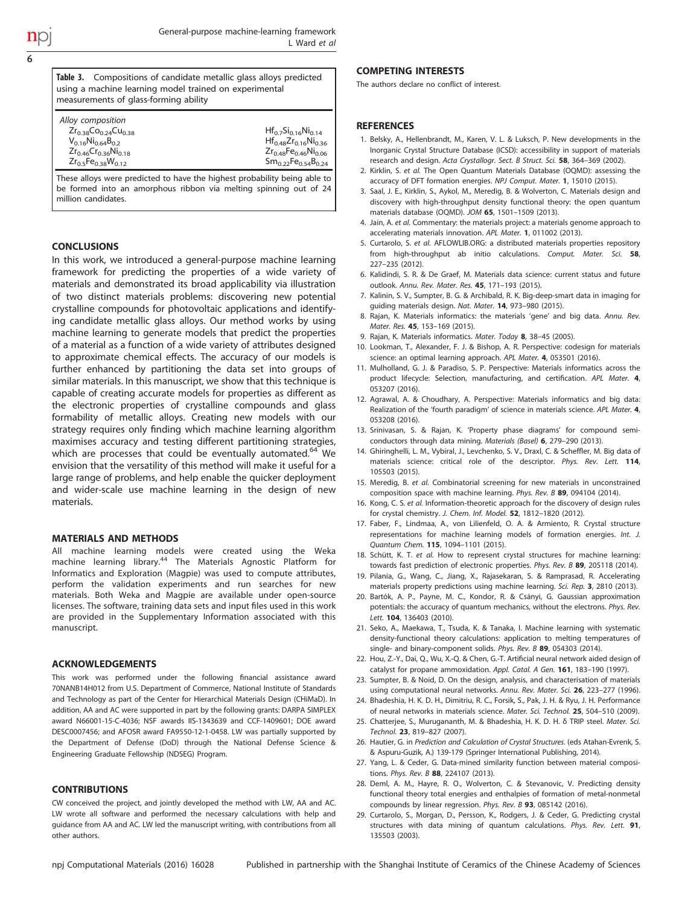**Table 3.** Compositions of candidate metallic glass alloys predicted using a machine learning model trained on experimental measurements of glass-forming ability

| *Alloy composition* | |
|---|---|
| $Zr_{0.38}Co_{0.24}Cu_{0.38}$ | $Hf_{0.7}Si_{0.16}Ni_{0.14}$ |
| $V_{0.16}Ni_{0.64}B_{0.2}$ | $Hf_{0.48}Zr_{0.16}Ni_{0.36}$ |
| $Zr_{0.46}Cr_{0.36}Ni_{0.18}$ | $Zr_{0.48}Fe_{0.46}Ni_{0.06}$ |
| $Zr_{0.5}Fe_{0.38}W_{0.12}$ | $Sm_{0.22}Fe_{0.54}B_{0.24}$ |

These alloys were predicted to have the highest probability being able to be formed into an amorphous ribbon via melting spinning out of 24 million candidates.

## CONCLUSIONS

In this work, we introduced a general-purpose machine learning framework for predicting the properties of a wide variety of materials and demonstrated its broad applicability via illustration of two distinct materials problems: discovering new potential crystalline compounds for photovoltaic applications and identifying candidate metallic glass alloys. Our method works by using machine learning to generate models that predict the properties of a material as a function of a wide variety of attributes designed to approximate chemical effects. The accuracy of our models is further enhanced by partitioning the data set into groups of similar materials. In this manuscript, we show that this technique is capable of creating accurate models for properties as different as the electronic properties of crystalline compounds and glass formability of metallic alloys. Creating new models with our strategy requires only finding which machine learning algorithm maximises accuracy and testing different partitioning strategies, which are processes that could be eventually automated.[64] We envision that the versatility of this method will make it useful for a large range of problems, and help enable the quicker deployment and wider-scale use machine learning in the design of new materials.

## MATERIALS AND METHODS

All machine learning models were created using the Weka machine learning library.[44] The Materials Agnostic Platform for Informatics and Exploration (Magpie) was used to compute attributes, perform the validation experiments and run searches for new materials. Both Weka and Magpie are available under open-source licenses. The software, training data sets and input files used in this work are provided in the Supplementary Information associated with this manuscript.

## ACKNOWLEDGEMENTS

This work was performed under the following financial assistance award 70NANB14H012 from U.S. Department of Commerce, National Institute of Standards and Technology as part of the Center for Hierarchical Materials Design (CHiMaD). In addition, AA and AC were supported in part by the following grants: DARPA SIMPLEX award N66001-15-C-4036; NSF awards IIS-1343639 and CCF-1409601; DOE award DESC0007456; and AFOSR award FA9550-12-1-0458. LW was partially supported by the Department of Defense (DoD) through the National Defense Science & Engineering Graduate Fellowship (NDSEG) Program.

## CONTRIBUTIONS

CW conceived the project, and jointly developed the method with LW, AA and AC. LW wrote all software and performed the necessary calculations with help and guidance from AA and AC. LW led the manuscript writing, with contributions from all other authors.

## COMPETING INTERESTS

The authors declare no conflict of interest.

## REFERENCES

1. Belsky, A., Hellenbrandt, M., Karen, V. L. & Luksch, P. New developments in the Inorganic Crystal Structure Database (ICSD): accessibility in support of materials research and design. *Acta Crystallogr. Sect. B Struct. Sci.* **58**, 364–369 (2002).
2. Kirklin, S. *et al.* The Open Quantum Materials Database (OQMD): assessing the accuracy of DFT formation energies. *NPJ Comput. Mater.* **1**, 15010 (2015).
3. Saal, J. E., Kirklin, S., Aykol, M., Meredig, B. & Wolverton, C. Materials design and discovery with high-throughput density functional theory: the open quantum materials database (OQMD). *JOM* **65**, 1501–1509 (2013).
4. Jain, A. *et al.* Commentary: the materials project: a materials genome approach to accelerating materials innovation. *APL Mater.* **1**, 011002 (2013).
5. Curtarolo, S. *et al.* AFLOWLIB.ORG: a distributed materials properties repository from high-throughput ab initio calculations. *Comput. Mater. Sci.* **58**, 227–235 (2012).
6. Kalidindi, S. R. & De Graef, M. Materials data science: current status and future outlook. *Annu. Rev. Mater. Res.* **45**, 171–193 (2015).
7. Kalinin, S. V., Sumpter, B. G. & Archibald, R. K. Big-deep-smart data in imaging for guiding materials design. *Nat. Mater.* **14**, 973–980 (2015).
8. Rajan, K. Materials informatics: the materials 'gene' and big data. *Annu. Rev. Mater. Res.* **45**, 153–169 (2015).
9. Rajan, K. Materials informatics. *Mater. Today* **8**, 38–45 (2005).
10. Lookman, T., Alexander, F. J. & Bishop, A. R. Perspective: codesign for materials science: an optimal learning approach. *APL Mater.* **4**, 053501 (2016).
11. Mulholland, G. J. & Paradiso, S. P. Perspective: Materials informatics across the product lifecycle: Selection, manufacturing, and certification. *APL Mater.* **4**, 053207 (2016).
12. Agrawal, A. & Choudhary, A. Perspective: Materials informatics and big data: Realization of the 'fourth paradigm' of science in materials science. *APL Mater.* **4**, 053208 (2016).
13. Srinivasan, S. & Rajan, K. 'Property phase diagrams' for compound semiconductors through data mining. *Materials (Basel)* **6**, 279–290 (2013).
14. Ghiringhelli, L. M., Vybiral, J., Levchenko, S. V., Draxl, C. & Scheffler, M. Big data of materials science: critical role of the descriptor. *Phys. Rev. Lett.* **114**, 105503 (2015).
15. Meredig, B. *et al.* Combinatorial screening for new materials in unconstrained composition space with machine learning. *Phys. Rev. B* **89**, 094104 (2014).
16. Kong, C. S. *et al.* Information-theoretic approach for the discovery of design rules for crystal chemistry. *J. Chem. Inf. Model.* **52**, 1812–1820 (2012).
17. Faber, F., Lindmaa, A., von Lilienfeld, O. A. & Armiento, R. Crystal structure representations for machine learning models of formation energies. *Int. J. Quantum Chem.* **115**, 1094–1101 (2015).
18. Schütt, K. T. *et al.* How to represent crystal structures for machine learning: towards fast prediction of electronic properties. *Phys. Rev. B* **89**, 205118 (2014).
19. Pilania, G., Wang, C., Jiang, X., Rajasekaran, S. & Ramprasad, R. Accelerating materials property predictions using machine learning. *Sci. Rep.* **3**, 2810 (2013).
20. Bartók, A. P., Payne, M. C., Kondor, R. & Csányi, G. Gaussian approximation potentials: the accuracy of quantum mechanics, without the electrons. *Phys. Rev. Lett.* **104**, 136403 (2010).
21. Seko, A., Maekawa, T., Tsuda, K. & Tanaka, I. Machine learning with systematic density-functional theory calculations: application to melting temperatures of single- and binary-component solids. *Phys. Rev. B* **89**, 054303 (2014).
22. Hou, Z.-Y., Dai, Q., Wu, X.-Q. & Chen, G.-T. Artificial neural network aided design of catalyst for propane ammoxidation. *Appl. Catal. A Gen.* **161**, 183–190 (1997).
23. Sumpter, B. & Noid, D. On the design, analysis, and characterisation of materials using computational neural networks. *Annu. Rev. Mater. Sci.* **26**, 223–277 (1996).
24. Bhadeshia, H. K. D. H., Dimitriu, R. C., Forsik, S., Pak, J. H. & Ryu, J. H. Performance of neural networks in materials science. *Mater. Sci. Technol.* **25**, 504–510 (2009).
25. Chatterjee, S., Murugananth, M. & Bhadeshia, H. K. D. H. δ TRIP steel. *Mater. Sci. Technol.* **23**, 819–827 (2007).
26. Hautier, G. in *Prediction and Calculation of Crystal Structures*. (eds Atahan-Evrenk, S. & Aspuru-Guzik, A.) 139-179 (Springer International Publishing, 2014).
27. Yang, L. & Ceder, G. Data-mined similarity function between material compositions. *Phys. Rev. B* **88**, 224107 (2013).
28. Deml, A. M., Hayre, R. O., Wolverton, C. & Stevanovic, V. Predicting density functional theory total energies and enthalpies of formation of metal-nonmetal compounds by linear regression. *Phys. Rev. B* **93**, 085142 (2016).
29. Curtarolo, S., Morgan, D., Persson, K., Rodgers, J. & Ceder, G. Predicting crystal structures with data mining of quantum calculations. *Phys. Rev. Lett.* **91**, 135503 (2003).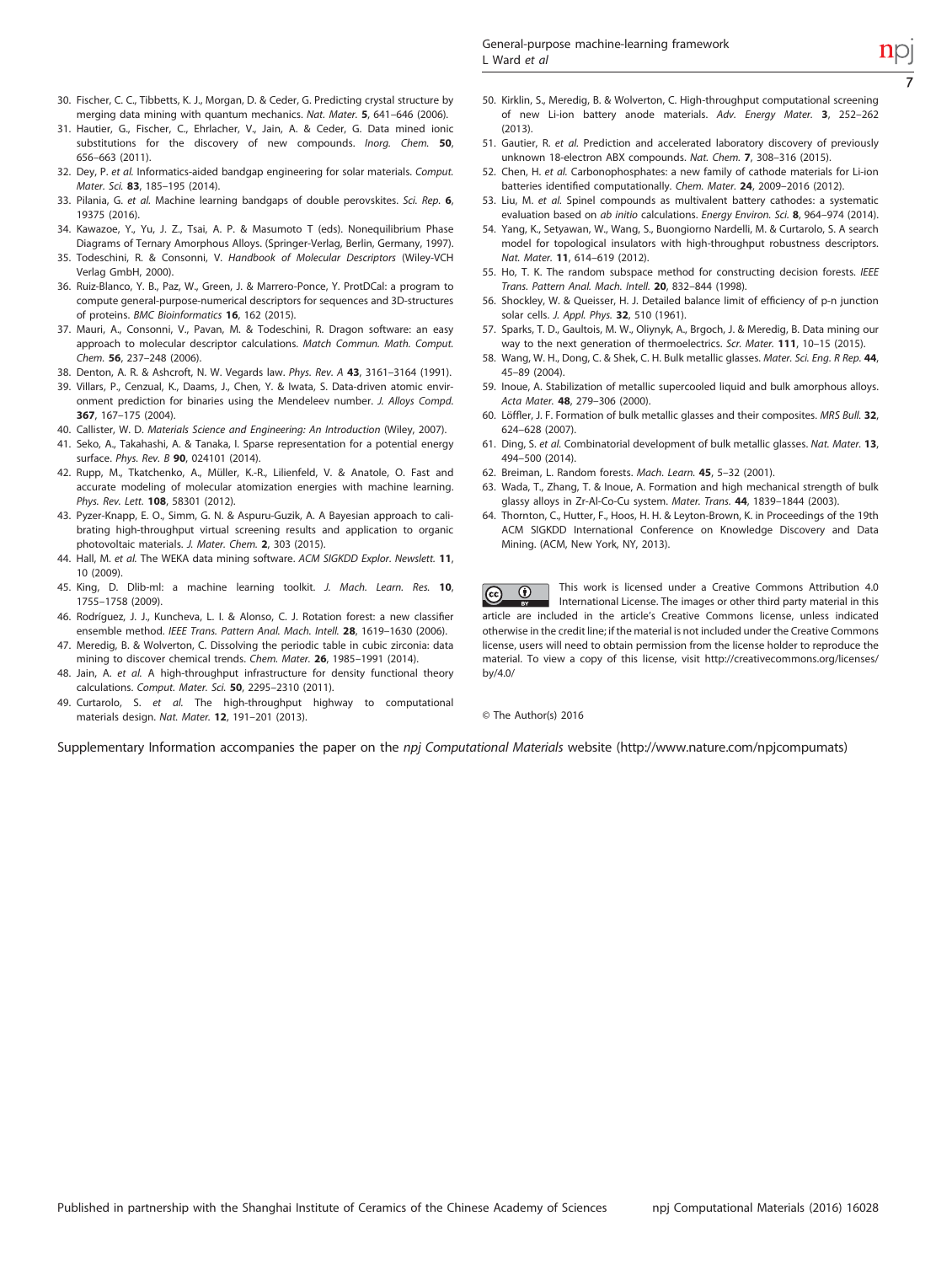30. Fischer, C. C., Tibbetts, K. J., Morgan, D. & Ceder, G. Predicting crystal structure by merging data mining with quantum mechanics. *Nat. Mater.* **5**, 641–646 (2006).
31. Hautier, G., Fischer, C., Ehrlacher, V., Jain, A. & Ceder, G. Data mined ionic substitutions for the discovery of new compounds. *Inorg. Chem.* **50**, 656–663 (2011).
32. Dey, P. *et al.* Informatics-aided bandgap engineering for solar materials. *Comput. Mater. Sci.* **83**, 185–195 (2014).
33. Pilania, G. *et al.* Machine learning bandgaps of double perovskites. *Sci. Rep.* **6**, 19375 (2016).
34. Kawazoe, Y., Yu, J. Z., Tsai, A. P. & Masumoto T (eds). Nonequilibrium Phase Diagrams of Ternary Amorphous Alloys. (Springer-Verlag, Berlin, Germany, 1997).
35. Todeschini, R. & Consonni, V. *Handbook of Molecular Descriptors* (Wiley-VCH Verlag GmbH, 2000).
36. Ruiz-Blanco, Y. B., Paz, W., Green, J. & Marrero-Ponce, Y. ProtDCal: a program to compute general-purpose-numerical descriptors for sequences and 3D-structures of proteins. *BMC Bioinformatics* **16**, 162 (2015).
37. Mauri, A., Consonni, V., Pavan, M. & Todeschini, R. Dragon software: an easy approach to molecular descriptor calculations. *Match Commun. Math. Comput. Chem.* **56**, 237–248 (2006).
38. Denton, A. R. & Ashcroft, N. W. Vegards law. *Phys. Rev. A* **43**, 3161–3164 (1991).
39. Villars, P., Cenzual, K., Daams, J., Chen, Y. & Iwata, S. Data-driven atomic environment prediction for binaries using the Mendeleev number. *J. Alloys Compd.* **367**, 167–175 (2004).
40. Callister, W. D. *Materials Science and Engineering: An Introduction* (Wiley, 2007).
41. Seko, A., Takahashi, A. & Tanaka, I. Sparse representation for a potential energy surface. *Phys. Rev. B* **90**, 024101 (2014).
42. Rupp, M., Tkatchenko, A., Müller, K.-R., Lilienfeld, V. & Anatole, O. Fast and accurate modeling of molecular atomization energies with machine learning. *Phys. Rev. Lett.* **108**, 58301 (2012).
43. Pyzer-Knapp, E. O., Simm, G. N. & Aspuru-Guzik, A. A Bayesian approach to calibrating high-throughput virtual screening results and application to organic photovoltaic materials. *J. Mater. Chem.* **2**, 303 (2015).
44. Hall, M. *et al.* The WEKA data mining software. *ACM SIGKDD Explor. Newslett.* **11**, 10 (2009).
45. King, D. Dlib-ml: a machine learning toolkit. *J. Mach. Learn. Res.* **10**, 1755–1758 (2009).
46. Rodríguez, J. J., Kuncheva, L. I. & Alonso, C. J. Rotation forest: a new classifier ensemble method. *IEEE Trans. Pattern Anal. Mach. Intell.* **28**, 1619–1630 (2006).
47. Meredig, B. & Wolverton, C. Dissolving the periodic table in cubic zirconia: data mining to discover chemical trends. *Chem. Mater.* **26**, 1985–1991 (2014).
48. Jain, A. *et al.* A high-throughput infrastructure for density functional theory calculations. *Comput. Mater. Sci.* **50**, 2295–2310 (2011).
49. Curtarolo, S. *et al.* The high-throughput highway to computational materials design. *Nat. Mater.* **12**, 191–201 (2013).
50. Kirklin, S., Meredig, B. & Wolverton, C. High-throughput computational screening of new Li-ion battery anode materials. *Adv. Energy Mater.* **3**, 252–262 (2013).
51. Gautier, R. *et al.* Prediction and accelerated laboratory discovery of previously unknown 18-electron ABX compounds. *Nat. Chem.* **7**, 308–316 (2015).
52. Chen, H. *et al.* Carbonophosphates: a new family of cathode materials for Li-ion batteries identified computationally. *Chem. Mater.* **24**, 2009–2016 (2012).
53. Liu, M. *et al.* Spinel compounds as multivalent battery cathodes: a systematic evaluation based on *ab initio* calculations. *Energy Environ. Sci.* **8**, 964–974 (2014).
54. Yang, K., Setyawan, W., Wang, S., Buongiorno Nardelli, M. & Curtarolo, S. A search model for topological insulators with high-throughput robustness descriptors. *Nat. Mater.* **11**, 614–619 (2012).
55. Ho, T. K. The random subspace method for constructing decision forests. *IEEE Trans. Pattern Anal. Mach. Intell.* **20**, 832–844 (1998).
56. Shockley, W. & Queisser, H. J. Detailed balance limit of efficiency of p-n junction solar cells. *J. Appl. Phys.* **32**, 510 (1961).
57. Sparks, T. D., Gaultois, M. W., Oliynyk, A., Brgoch, J. & Meredig, B. Data mining our way to the next generation of thermoelectrics. *Scr. Mater.* **111**, 10–15 (2015).
58. Wang, W. H., Dong, C. & Shek, C. H. Bulk metallic glasses. *Mater. Sci. Eng. R Rep.* **44**, 45–89 (2004).
59. Inoue, A. Stabilization of metallic supercooled liquid and bulk amorphous alloys. *Acta Mater.* **48**, 279–306 (2000).
60. Löffler, J. F. Formation of bulk metallic glasses and their composites. *MRS Bull.* **32**, 624–628 (2007).
61. Ding, S. *et al.* Combinatorial development of bulk metallic glasses. *Nat. Mater.* **13**, 494–500 (2014).
62. Breiman, L. Random forests. *Mach. Learn.* **45**, 5–32 (2001).
63. Wada, T., Zhang, T. & Inoue, A. Formation and high mechanical strength of bulk glassy alloys in Zr-Al-Co-Cu system. *Mater. Trans.* **44**, 1839–1844 (2003).
64. Thornton, C., Hutter, F., Hoos, H. H. & Leyton-Brown, K. in Proceedings of the 19th ACM SIGKDD International Conference on Knowledge Discovery and Data Mining. (ACM, New York, NY, 2013).

This work is licensed under a Creative Commons Attribution 4.0 International License. The images or other third party material in this article are included in the article's Creative Commons license, unless indicated otherwise in the credit line; if the material is not included under the Creative Commons license, users will need to obtain permission from the license holder to reproduce the material. To view a copy of this license, visit http://creativecommons.org/licenses/by/4.0/

© The Author(s) 2016

Supplementary Information accompanies the paper on the *npj Computational Materials* website (http://www.nature.com/npjcompumats)